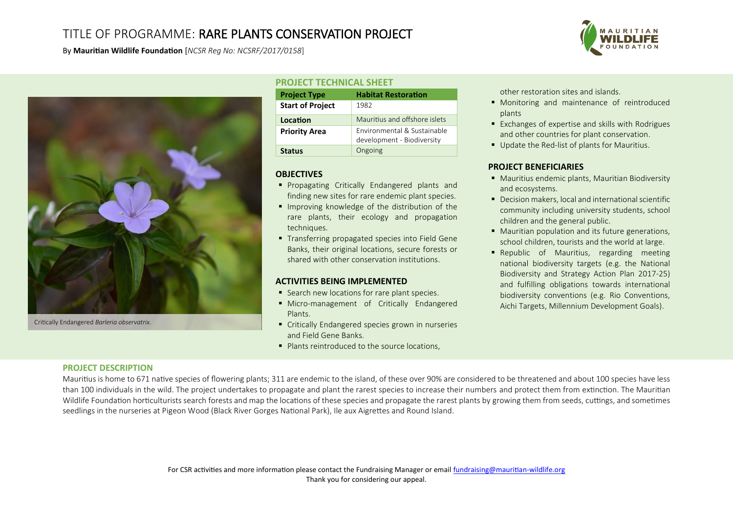# TITLE OF PROGRAMME: RARE PLANTS CONSERVATION PROJECT

By **Mauritian Wildlife Foundation** [*NCSR Reg No: NCSRF/2017/0158*]

Critically Endangered *Barleria observatrix.*

## PROJECT TECHNICAL SHEET

| **Project Type** | **Habitat Restoration** |
| --- | --- |
| **Start of Project** | 1982 |
| **Location** | Mauritius and offshore islets |
| **Priority Area** | Environmental & Sustainable development - Biodiversity |
| **Status** | Ongoing |

## OBJECTIVES

- Propagating Critically Endangered plants and finding new sites for rare endemic plant species.
- Improving knowledge of the distribution of the rare plants, their ecology and propagation techniques.
- Transferring propagated species into Field Gene Banks, their original locations, secure forests or shared with other conservation institutions.

## ACTIVITIES BEING IMPLEMENTED

- Search new locations for rare plant species.
- Micro-management of Critically Endangered Plants.
- Critically Endangered species grown in nurseries and Field Gene Banks.
- Plants reintroduced to the source locations, other restoration sites and islands.
- Monitoring and maintenance of reintroduced plants
- Exchanges of expertise and skills with Rodrigues and other countries for plant conservation.
- Update the Red-list of plants for Mauritius.

## PROJECT BENEFICIARIES

- Mauritius endemic plants, Mauritian Biodiversity and ecosystems.
- Decision makers, local and international scientific community including university students, school children and the general public.
- Mauritian population and its future generations, school children, tourists and the world at large.
- Republic of Mauritius, regarding meeting national biodiversity targets (e.g. the National Biodiversity and Strategy Action Plan 2017-25) and fulfilling obligations towards international biodiversity conventions (e.g. Rio Conventions, Aichi Targets, Millennium Development Goals).

## PROJECT DESCRIPTION

Mauritius is home to 671 native species of flowering plants; 311 are endemic to the island, of these over 90% are considered to be threatened and about 100 species have less than 100 individuals in the wild. The project undertakes to propagate and plant the rarest species to increase their numbers and protect them from extinction. The Mauritian Wildlife Foundation horticulturists search forests and map the locations of these species and propagate the rarest plants by growing them from seeds, cuttings, and sometimes seedlings in the nurseries at Pigeon Wood (Black River Gorges National Park), Ile aux Aigrettes and Round Island.

For CSR activities and more information please contact the Fundraising Manager or email fundraising@mauritian-wildlife.org
Thank you for considering our appeal.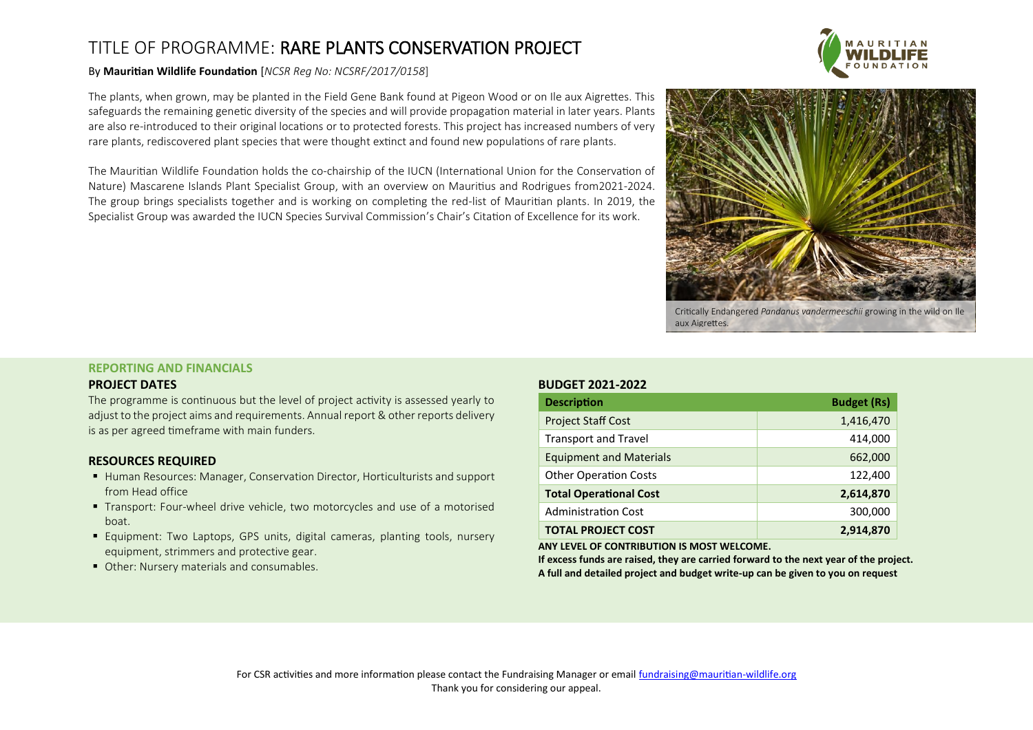# TITLE OF PROGRAMME: RARE PLANTS CONSERVATION PROJECT

By **Mauritian Wildlife Foundation** [*NCSR Reg No: NCSRF/2017/0158*]

The plants, when grown, may be planted in the Field Gene Bank found at Pigeon Wood or on Ile aux Aigrettes. This safeguards the remaining genetic diversity of the species and will provide propagation material in later years. Plants are also re-introduced to their original locations or to protected forests. This project has increased numbers of very rare plants, rediscovered plant species that were thought extinct and found new populations of rare plants.

The Mauritian Wildlife Foundation holds the co-chairship of the IUCN (International Union for the Conservation of Nature) Mascarene Islands Plant Specialist Group, with an overview on Mauritius and Rodrigues from2021-2024. The group brings specialists together and is working on completing the red-list of Mauritian plants. In 2019, the Specialist Group was awarded the IUCN Species Survival Commission's Chair's Citation of Excellence for its work.

Critically Endangered *Pandanus vandermeeschii* growing in the wild on Ile aux Aigrettes.

## REPORTING AND FINANCIALS

### PROJECT DATES

The programme is continuous but the level of project activity is assessed yearly to adjust to the project aims and requirements. Annual report & other reports delivery is as per agreed timeframe with main funders.

### RESOURCES REQUIRED

- Human Resources: Manager, Conservation Director, Horticulturists and support from Head office
- Transport: Four-wheel drive vehicle, two motorcycles and use of a motorised boat.
- Equipment: Two Laptops, GPS units, digital cameras, planting tools, nursery equipment, strimmers and protective gear.
- Other: Nursery materials and consumables.

### BUDGET 2021-2022

| Description | Budget (Rs) |
| --- | ---: |
| Project Staff Cost | 1,416,470 |
| Transport and Travel | 414,000 |
| Equipment and Materials | 662,000 |
| Other Operation Costs | 122,400 |
| **Total Operational Cost** | **2,614,870** |
| Administration Cost | 300,000 |
| **TOTAL PROJECT COST** | **2,914,870** |

**ANY LEVEL OF CONTRIBUTION IS MOST WELCOME.**

**If excess funds are raised, they are carried forward to the next year of the project.**

**A full and detailed project and budget write-up can be given to you on request**

For CSR activities and more information please contact the Fundraising Manager or email fundraising@mauritian-wildlife.org

Thank you for considering our appeal.